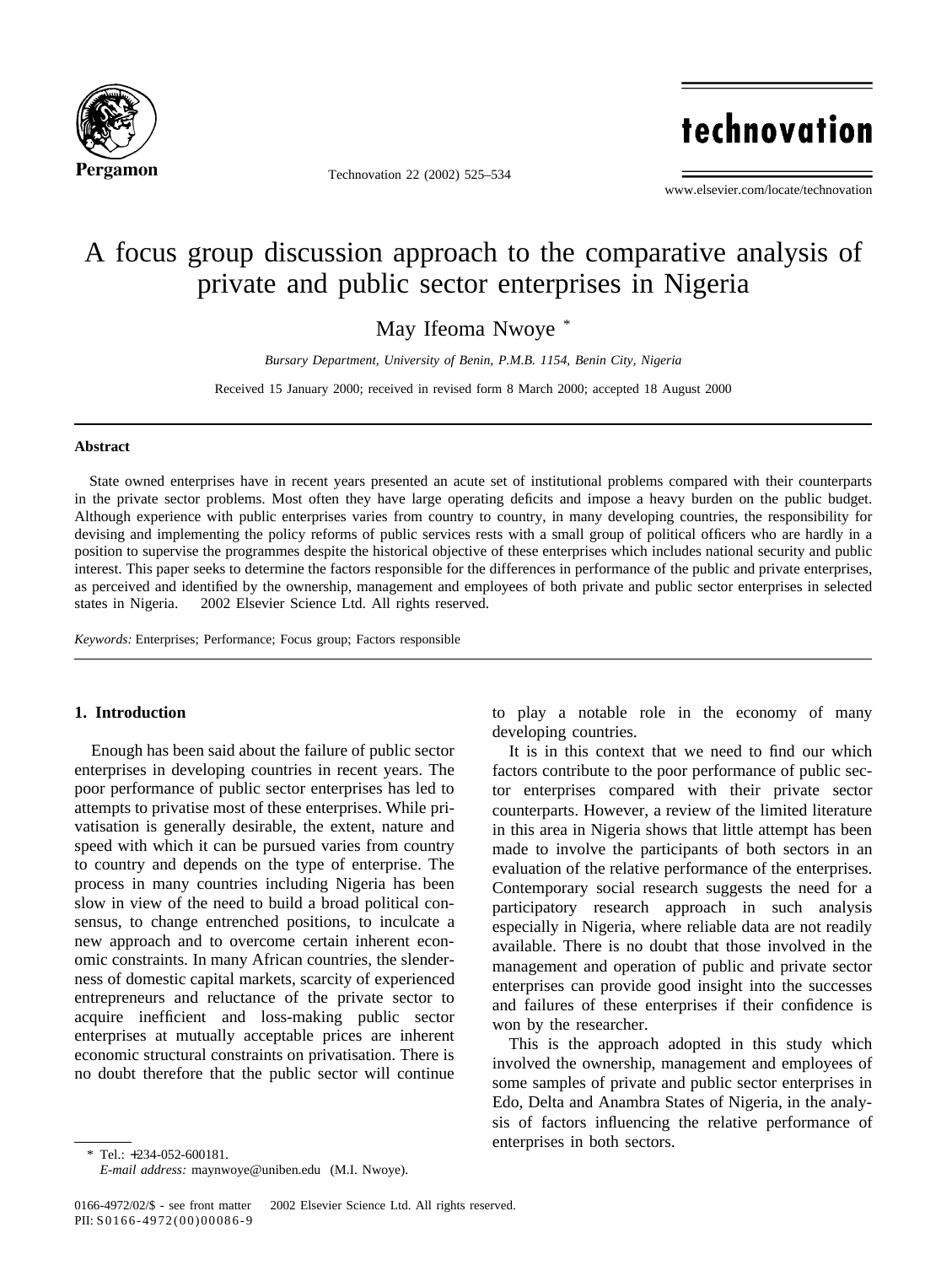# A focus group discussion approach to the comparative analysis of private and public sector enterprises in Nigeria

May Ifeoma Nwoye *

*Bursary Department, University of Benin, P.M.B. 1154, Benin City, Nigeria*

Received 15 January 2000; received in revised form 8 March 2000; accepted 18 August 2000

## Abstract

State owned enterprises have in recent years presented an acute set of institutional problems compared with their counterparts in the private sector problems. Most often they have large operating deficits and impose a heavy burden on the public budget. Although experience with public enterprises varies from country to country, in many developing countries, the responsibility for devising and implementing the policy reforms of public services rests with a small group of political officers who are hardly in a position to supervise the programmes despite the historical objective of these enterprises which includes national security and public interest. This paper seeks to determine the factors responsible for the differences in performance of the public and private enterprises, as perceived and identified by the ownership, management and employees of both private and public sector enterprises in selected states in Nigeria. © 2002 Elsevier Science Ltd. All rights reserved.

*Keywords:* Enterprises; Performance; Focus group; Factors responsible

## 1. Introduction

Enough has been said about the failure of public sector enterprises in developing countries in recent years. The poor performance of public sector enterprises has led to attempts to privatise most of these enterprises. While privatisation is generally desirable, the extent, nature and speed with which it can be pursued varies from country to country and depends on the type of enterprise. The process in many countries including Nigeria has been slow in view of the need to build a broad political consensus, to change entrenched positions, to inculcate a new approach and to overcome certain inherent economic constraints. In many African countries, the slenderness of domestic capital markets, scarcity of experienced entrepreneurs and reluctance of the private sector to acquire inefficient and loss-making public sector enterprises at mutually acceptable prices are inherent economic structural constraints on privatisation. There is no doubt therefore that the public sector will continue to play a notable role in the economy of many developing countries.

It is in this context that we need to find our which factors contribute to the poor performance of public sector enterprises compared with their private sector counterparts. However, a review of the limited literature in this area in Nigeria shows that little attempt has been made to involve the participants of both sectors in an evaluation of the relative performance of the enterprises. Contemporary social research suggests the need for a participatory research approach in such analysis especially in Nigeria, where reliable data are not readily available. There is no doubt that those involved in the management and operation of public and private sector enterprises can provide good insight into the successes and failures of these enterprises if their confidence is won by the researcher.

This is the approach adopted in this study which involved the ownership, management and employees of some samples of private and public sector enterprises in Edo, Delta and Anambra States of Nigeria, in the analysis of factors influencing the relative performance of enterprises in both sectors.

---

\* Tel.: +234-052-600181.
*E-mail address:* maynwoye@uniben.edu (M.I. Nwoye).

0166-4972/02/$ - see front matter © 2002 Elsevier Science Ltd. All rights reserved.
PII: S0166-4972(00)00086-9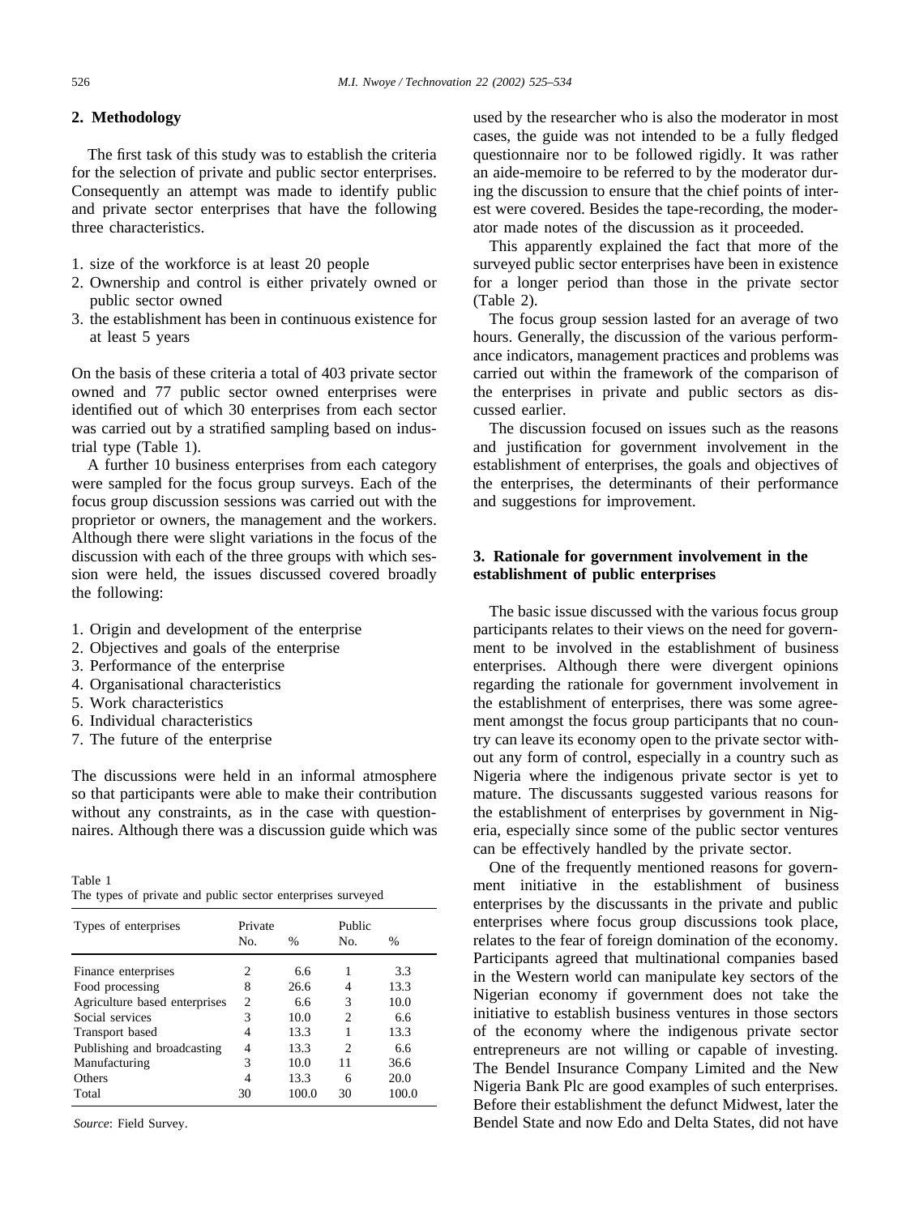## 2. Methodology

The first task of this study was to establish the criteria for the selection of private and public sector enterprises. Consequently an attempt was made to identify public and private sector enterprises that have the following three characteristics.

1. size of the workforce is at least 20 people
2. Ownership and control is either privately owned or public sector owned
3. the establishment has been in continuous existence for at least 5 years

On the basis of these criteria a total of 403 private sector owned and 77 public sector owned enterprises were identified out of which 30 enterprises from each sector was carried out by a stratified sampling based on industrial type (Table 1).

A further 10 business enterprises from each category were sampled for the focus group surveys. Each of the focus group discussion sessions was carried out with the proprietor or owners, the management and the workers. Although there were slight variations in the focus of the discussion with each of the three groups with which session were held, the issues discussed covered broadly the following:

1. Origin and development of the enterprise
2. Objectives and goals of the enterprise
3. Performance of the enterprise
4. Organisational characteristics
5. Work characteristics
6. Individual characteristics
7. The future of the enterprise

The discussions were held in an informal atmosphere so that participants were able to make their contribution without any constraints, as in the case with questionnaires. Although there was a discussion guide which was used by the researcher who is also the moderator in most cases, the guide was not intended to be a fully fledged questionnaire nor to be followed rigidly. It was rather an aide-memoire to be referred to by the moderator during the discussion to ensure that the chief points of interest were covered. Besides the tape-recording, the moderator made notes of the discussion as it proceeded.

This apparently explained the fact that more of the surveyed public sector enterprises have been in existence for a longer period than those in the private sector (Table 2).

The focus group session lasted for an average of two hours. Generally, the discussion of the various performance indicators, management practices and problems was carried out within the framework of the comparison of the enterprises in private and public sectors as discussed earlier.

The discussion focused on issues such as the reasons and justification for government involvement in the establishment of enterprises, the goals and objectives of the enterprises, the determinants of their performance and suggestions for improvement.

Table 1
The types of private and public sector enterprises surveyed

| Types of enterprises | Private No. | Private % | Public No. | Public % |
|---|---|---|---|---|
| Finance enterprises | 2 | 6.6 | 1 | 3.3 |
| Food processing | 8 | 26.6 | 4 | 13.3 |
| Agriculture based enterprises | 2 | 6.6 | 3 | 10.0 |
| Social services | 3 | 10.0 | 2 | 6.6 |
| Transport based | 4 | 13.3 | 1 | 13.3 |
| Publishing and broadcasting | 4 | 13.3 | 2 | 6.6 |
| Manufacturing | 3 | 10.0 | 11 | 36.6 |
| Others | 4 | 13.3 | 6 | 20.0 |
| Total | 30 | 100.0 | 30 | 100.0 |

*Source*: Field Survey.

## 3. Rationale for government involvement in the establishment of public enterprises

The basic issue discussed with the various focus group participants relates to their views on the need for government to be involved in the establishment of business enterprises. Although there were divergent opinions regarding the rationale for government involvement in the establishment of enterprises, there was some agreement amongst the focus group participants that no country can leave its economy open to the private sector without any form of control, especially in a country such as Nigeria where the indigenous private sector is yet to mature. The discussants suggested various reasons for the establishment of enterprises by government in Nigeria, especially since some of the public sector ventures can be effectively handled by the private sector.

One of the frequently mentioned reasons for government initiative in the establishment of business enterprises by the discussants in the private and public enterprises where focus group discussions took place, relates to the fear of foreign domination of the economy. Participants agreed that multinational companies based in the Western world can manipulate key sectors of the Nigerian economy if government does not take the initiative to establish business ventures in those sectors of the economy where the indigenous private sector entrepreneurs are not willing or capable of investing. The Bendel Insurance Company Limited and the New Nigeria Bank Plc are good examples of such enterprises. Before their establishment the defunct Midwest, later the Bendel State and now Edo and Delta States, did not have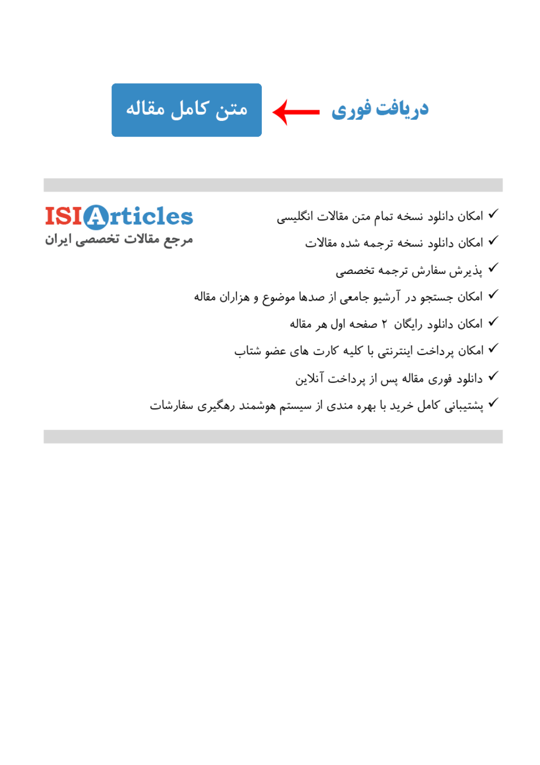دریافت فوری ← **متن کامل مقاله**

**ISIArticles**
مرجع مقالات تخصصی ایران

- ✓ امکان دانلود نسخه تمام متن مقالات انگلیسی
- ✓ امکان دانلود نسخه ترجمه شده مقالات
- ✓ پذیرش سفارش ترجمه تخصصی
- ✓ امکان جستجو در آرشیو جامعی از صدها موضوع و هزاران مقاله
- ✓ امکان دانلود رایگان ۲ صفحه اول هر مقاله
- ✓ امکان پرداخت اینترنتی با کلیه کارت های عضو شتاب
- ✓ دانلود فوری مقاله پس از پرداخت آنلاین
- ✓ پشتیبانی کامل خرید با بهره مندی از سیستم هوشمند رهگیری سفارشات